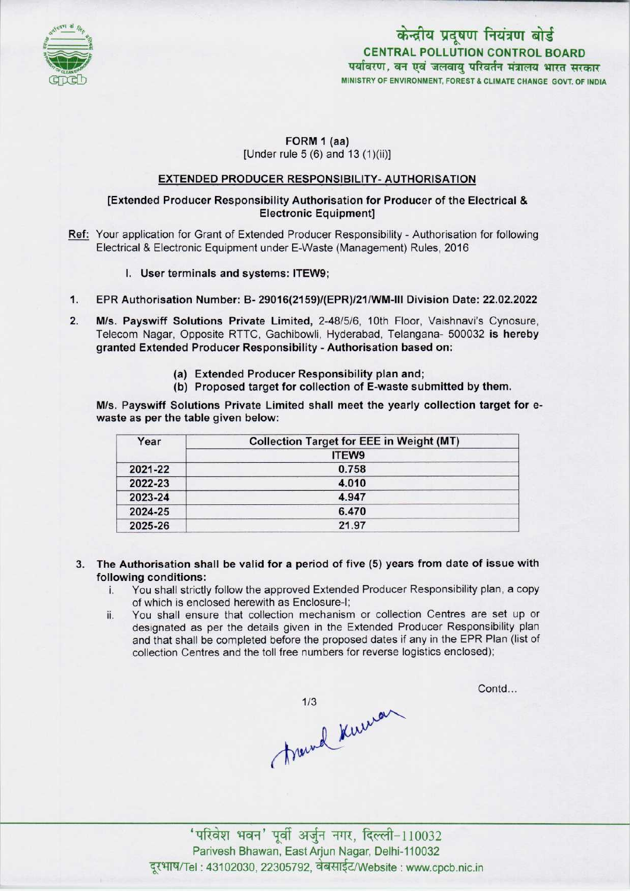केन्द्रीय प्रदूषण नियंत्रण बोर्ड
**CENTRAL POLLUTION CONTROL BOARD**
पर्यावरण, वन एवं जलवायु परिवर्तन मंत्रालय भारत सरकार
MINISTRY OF ENVIRONMENT, FOREST & CLIMATE CHANGE GOVT. OF INDIA

**FORM 1 (aa)**
[Under rule 5 (6) and 13 (1)(ii)]

**EXTENDED PRODUCER RESPONSIBILITY- AUTHORISATION**

**[Extended Producer Responsibility Authorisation for Producer of the Electrical & Electronic Equipment]**

**Ref:** Your application for Grant of Extended Producer Responsibility - Authorisation for following Electrical & Electronic Equipment under E-Waste (Management) Rules, 2016

I. **User terminals and systems: ITEW9;**

1. **EPR Authorisation Number: B- 29016(2159)/(EPR)/21/WM-III Division Date: 22.02.2022**

2. **M/s. Payswiff Solutions Private Limited,** 2-48/5/6, 10th Floor, Vaishnavi's Cynosure, Telecom Nagar, Opposite RTTC, Gachibowli, Hyderabad, Telangana- 500032 **is hereby granted Extended Producer Responsibility - Authorisation based on:**

   (a) **Extended Producer Responsibility plan and;**
   (b) **Proposed target for collection of E-waste submitted by them.**

   **M/s. Payswiff Solutions Private Limited shall meet the yearly collection target for e-waste as per the table given below:**

| Year | Collection Target for EEE in Weight (MT) |
|---|---|
| | ITEW9 |
| 2021-22 | 0.758 |
| 2022-23 | 4.010 |
| 2023-24 | 4.947 |
| 2024-25 | 6.470 |
| 2025-26 | 21.97 |

3. **The Authorisation shall be valid for a period of five (5) years from date of issue with following conditions:**
   i. You shall strictly follow the approved Extended Producer Responsibility plan, a copy of which is enclosed herewith as Enclosure-I;
   ii. You shall ensure that collection mechanism or collection Centres are set up or designated as per the details given in the Extended Producer Responsibility plan and that shall be completed before the proposed dates if any in the EPR Plan (list of collection Centres and the toll free numbers for reverse logistics enclosed);

Contd...

'परिवेश भवन' पूर्वी अर्जुन नगर, दिल्ली-110032
Parivesh Bhawan, East Arjun Nagar, Delhi-110032
दूरभाष/Tel : 43102030, 22305792, वेबसाईट/Website : www.cpcb.nic.in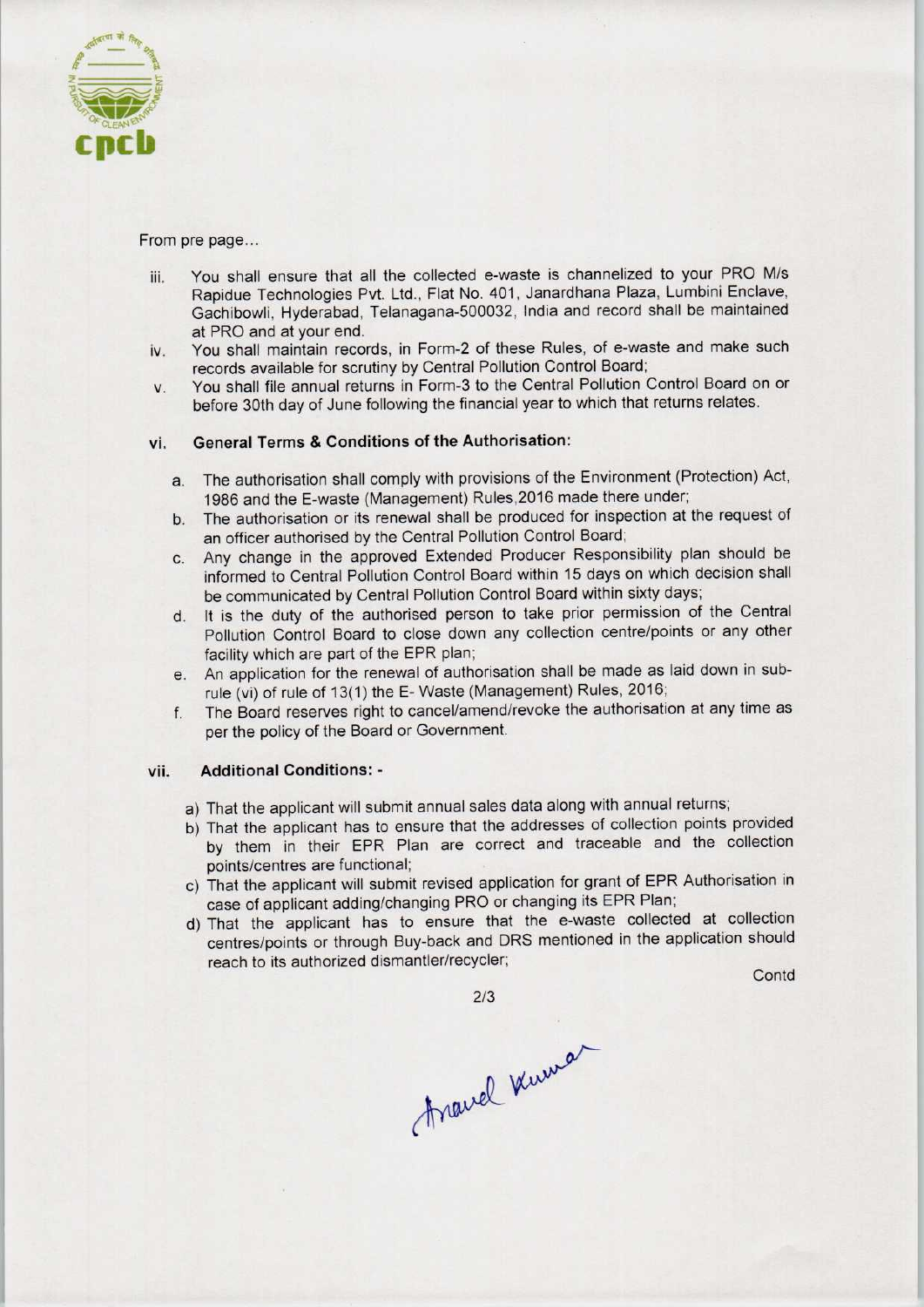From pre page...

iii. You shall ensure that all the collected e-waste is channelized to your PRO M/s Rapidue Technologies Pvt. Ltd., Flat No. 401, Janardhana Plaza, Lumbini Enclave, Gachibowli, Hyderabad, Telanagana-500032, India and record shall be maintained at PRO and at your end.

iv. You shall maintain records, in Form-2 of these Rules, of e-waste and make such records available for scrutiny by Central Pollution Control Board;

v. You shall file annual returns in Form-3 to the Central Pollution Control Board on or before 30th day of June following the financial year to which that returns relates.

vi. **General Terms & Conditions of the Authorisation:**

a. The authorisation shall comply with provisions of the Environment (Protection) Act, 1986 and the E-waste (Management) Rules,2016 made there under;

b. The authorisation or its renewal shall be produced for inspection at the request of an officer authorised by the Central Pollution Control Board;

c. Any change in the approved Extended Producer Responsibility plan should be informed to Central Pollution Control Board within 15 days on which decision shall be communicated by Central Pollution Control Board within sixty days;

d. It is the duty of the authorised person to take prior permission of the Central Pollution Control Board to close down any collection centre/points or any other facility which are part of the EPR plan;

e. An application for the renewal of authorisation shall be made as laid down in sub-rule (vi) of rule of 13(1) the E- Waste (Management) Rules, 2016;

f. The Board reserves right to cancel/amend/revoke the authorisation at any time as per the policy of the Board or Government.

vii. **Additional Conditions: -**

a) That the applicant will submit annual sales data along with annual returns;

b) That the applicant has to ensure that the addresses of collection points provided by them in their EPR Plan are correct and traceable and the collection points/centres are functional;

c) That the applicant will submit revised application for grant of EPR Authorisation in case of applicant adding/changing PRO or changing its EPR Plan;

d) That the applicant has to ensure that the e-waste collected at collection centres/points or through Buy-back and DRS mentioned in the application should reach to its authorized dismantler/recycler;

Contd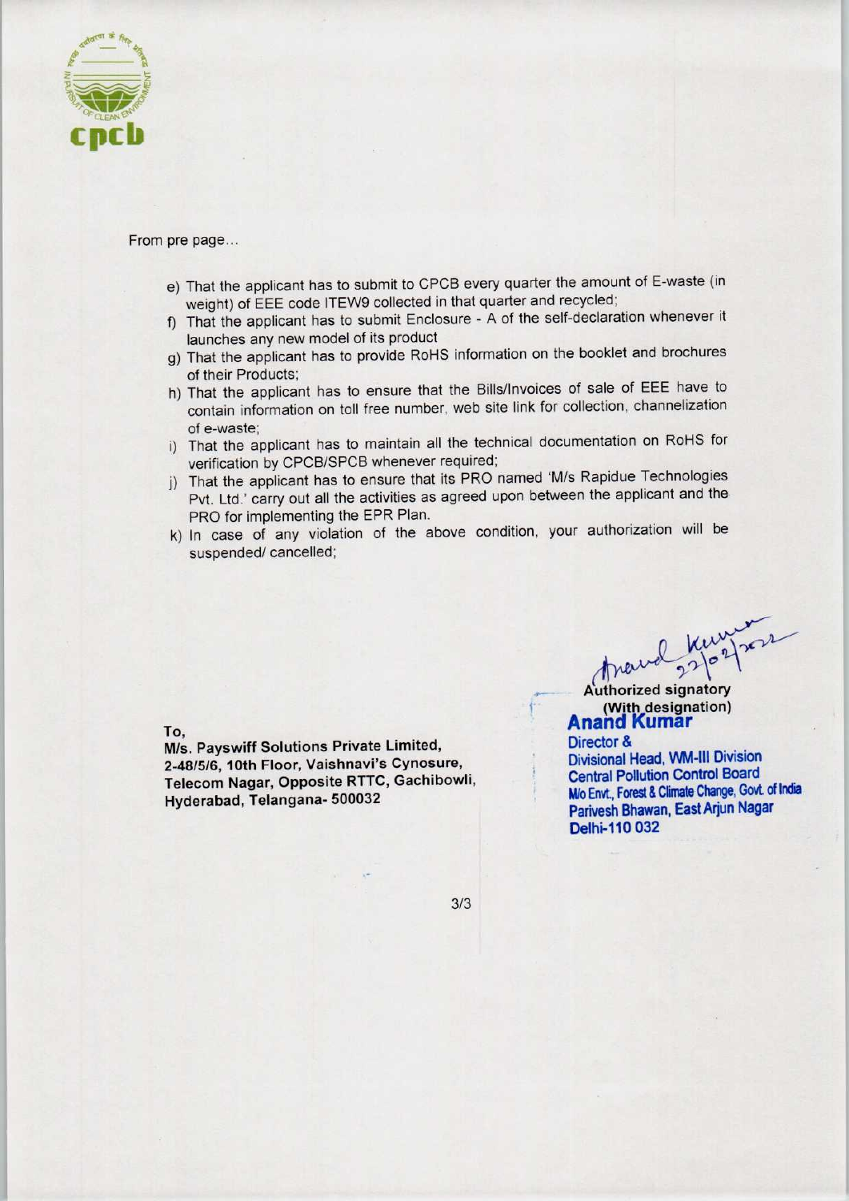From pre page...

e) That the applicant has to submit to CPCB every quarter the amount of E-waste (in weight) of EEE code ITEW9 collected in that quarter and recycled;
f) That the applicant has to submit Enclosure - A of the self-declaration whenever it launches any new model of its product
g) That the applicant has to provide RoHS information on the booklet and brochures of their Products;
h) That the applicant has to ensure that the Bills/Invoices of sale of EEE have to contain information on toll free number, web site link for collection, channelization of e-waste;
i) That the applicant has to maintain all the technical documentation on RoHS for verification by CPCB/SPCB whenever required;
j) That the applicant has to ensure that its PRO named 'M/s Rapidue Technologies Pvt. Ltd.' carry out all the activities as agreed upon between the applicant and the PRO for implementing the EPR Plan.
k) In case of any violation of the above condition, your authorization will be suspended/ cancelled;

Anand Kumar 22/02/2022

Authorized signatory
(With designation)

**Anand Kumar**
Director &
Divisional Head, WM-III Division
Central Pollution Control Board
M/o Envt., Forest & Climate Change, Govt. of India
Parivesh Bhawan, East Arjun Nagar
Delhi-110 032

To,
M/s. Payswiff Solutions Private Limited,
2-48/5/6, 10th Floor, Vaishnavi's Cynosure,
Telecom Nagar, Opposite RTTC, Gachibowli,
Hyderabad, Telangana- 500032